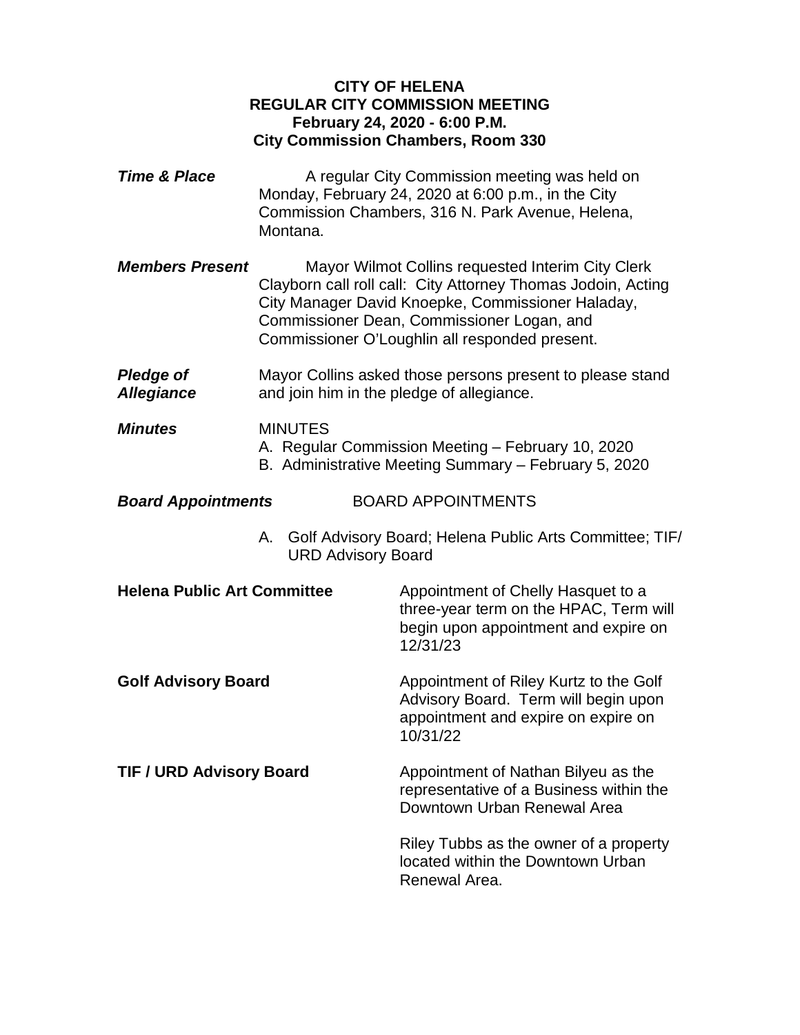**CITY OF HELENA**
**REGULAR CITY COMMISSION MEETING**
**February 24, 2020 - 6:00 P.M.**
**City Commission Chambers, Room 330**

***Time & Place***

A regular City Commission meeting was held on Monday, February 24, 2020 at 6:00 p.m., in the City Commission Chambers, 316 N. Park Avenue, Helena, Montana.

***Members Present***

Mayor Wilmot Collins requested Interim City Clerk Clayborn call roll call: City Attorney Thomas Jodoin, Acting City Manager David Knoepke, Commissioner Haladay, Commissioner Dean, Commissioner Logan, and Commissioner O'Loughlin all responded present.

***Pledge of Allegiance***

Mayor Collins asked those persons present to please stand and join him in the pledge of allegiance.

***Minutes***

MINUTES
A. Regular Commission Meeting – February 10, 2020
B. Administrative Meeting Summary – February 5, 2020

***Board Appointments***

BOARD APPOINTMENTS

A. Golf Advisory Board; Helena Public Arts Committee; TIF/ URD Advisory Board

**Helena Public Art Committee**

Appointment of Chelly Hasquet to a three-year term on the HPAC, Term will begin upon appointment and expire on 12/31/23

**Golf Advisory Board**

Appointment of Riley Kurtz to the Golf Advisory Board. Term will begin upon appointment and expire on expire on 10/31/22

**TIF / URD Advisory Board**

Appointment of Nathan Bilyeu as the representative of a Business within the Downtown Urban Renewal Area

Riley Tubbs as the owner of a property located within the Downtown Urban Renewal Area.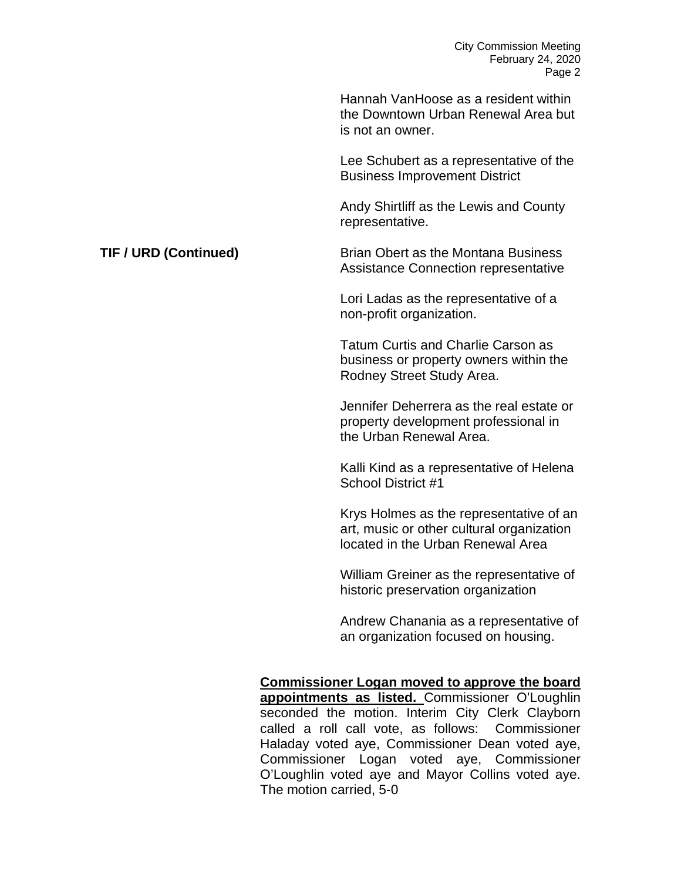Hannah VanHoose as a resident within the Downtown Urban Renewal Area but is not an owner.

Lee Schubert as a representative of the Business Improvement District

Andy Shirtliff as the Lewis and County representative.

**TIF / URD (Continued)**

Brian Obert as the Montana Business Assistance Connection representative

Lori Ladas as the representative of a non-profit organization.

Tatum Curtis and Charlie Carson as business or property owners within the Rodney Street Study Area.

Jennifer Deherrera as the real estate or property development professional in the Urban Renewal Area.

Kalli Kind as a representative of Helena School District #1

Krys Holmes as the representative of an art, music or other cultural organization located in the Urban Renewal Area

William Greiner as the representative of historic preservation organization

Andrew Chanania as a representative of an organization focused on housing.

**Commissioner Logan moved to approve the board appointments as listed.** Commissioner O'Loughlin seconded the motion. Interim City Clerk Clayborn called a roll call vote, as follows: Commissioner Haladay voted aye, Commissioner Dean voted aye, Commissioner Logan voted aye, Commissioner O'Loughlin voted aye and Mayor Collins voted aye. The motion carried, 5-0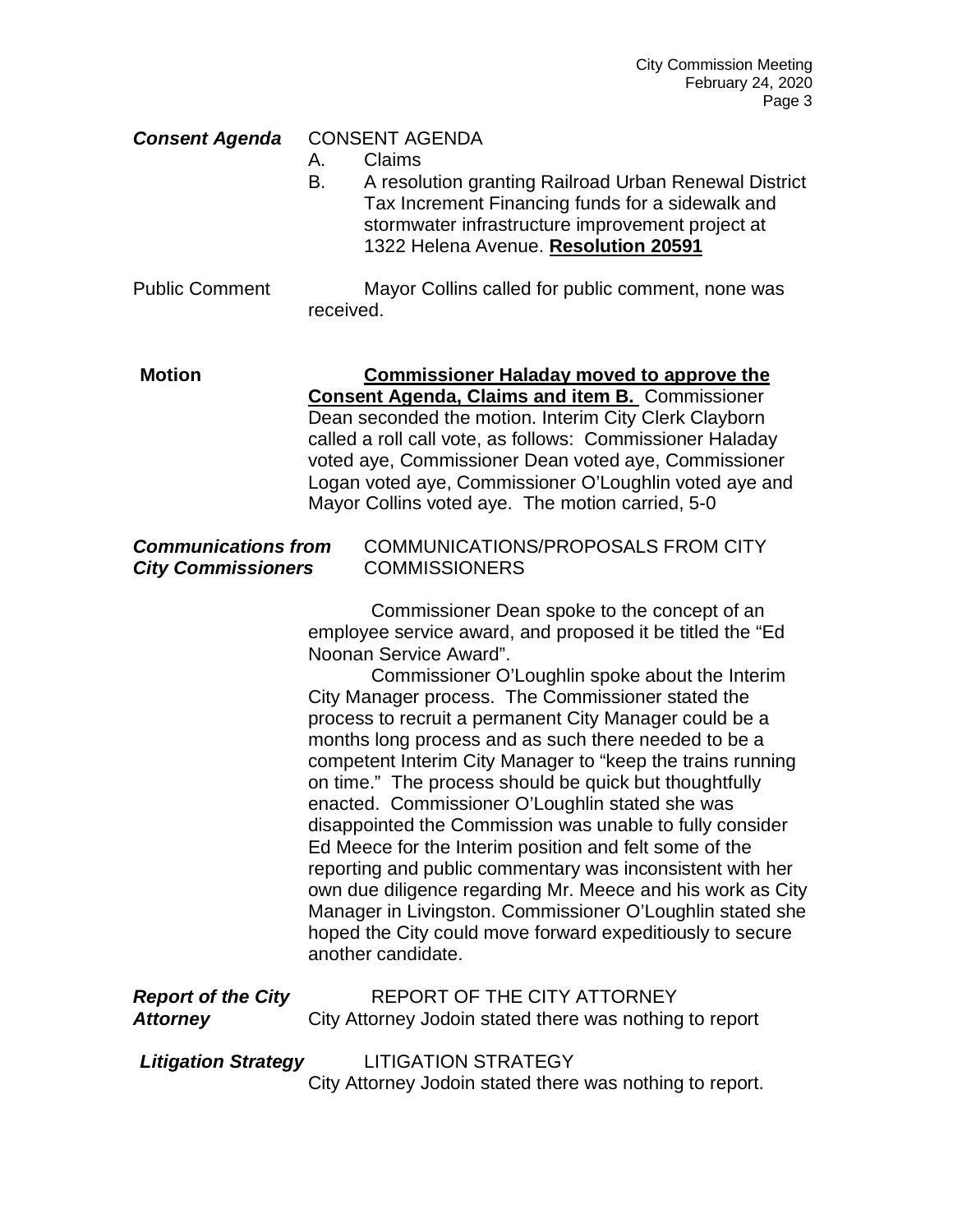***Consent Agenda*** CONSENT AGENDA

A. Claims

B. A resolution granting Railroad Urban Renewal District Tax Increment Financing funds for a sidewalk and stormwater infrastructure improvement project at 1322 Helena Avenue. **Resolution 20591**

Public Comment Mayor Collins called for public comment, none was received.

**Motion** **Commissioner Haladay moved to approve the Consent Agenda, Claims and item B.** Commissioner Dean seconded the motion. Interim City Clerk Clayborn called a roll call vote, as follows: Commissioner Haladay voted aye, Commissioner Dean voted aye, Commissioner Logan voted aye, Commissioner O'Loughlin voted aye and Mayor Collins voted aye. The motion carried, 5-0

***Communications from City Commissioners*** COMMUNICATIONS/PROPOSALS FROM CITY COMMISSIONERS

Commissioner Dean spoke to the concept of an employee service award, and proposed it be titled the "Ed Noonan Service Award".

Commissioner O'Loughlin spoke about the Interim City Manager process. The Commissioner stated the process to recruit a permanent City Manager could be a months long process and as such there needed to be a competent Interim City Manager to "keep the trains running on time." The process should be quick but thoughtfully enacted. Commissioner O'Loughlin stated she was disappointed the Commission was unable to fully consider Ed Meece for the Interim position and felt some of the reporting and public commentary was inconsistent with her own due diligence regarding Mr. Meece and his work as City Manager in Livingston. Commissioner O'Loughlin stated she hoped the City could move forward expeditiously to secure another candidate.

***Report of the City Attorney*** REPORT OF THE CITY ATTORNEY

City Attorney Jodoin stated there was nothing to report

***Litigation Strategy*** LITIGATION STRATEGY

City Attorney Jodoin stated there was nothing to report.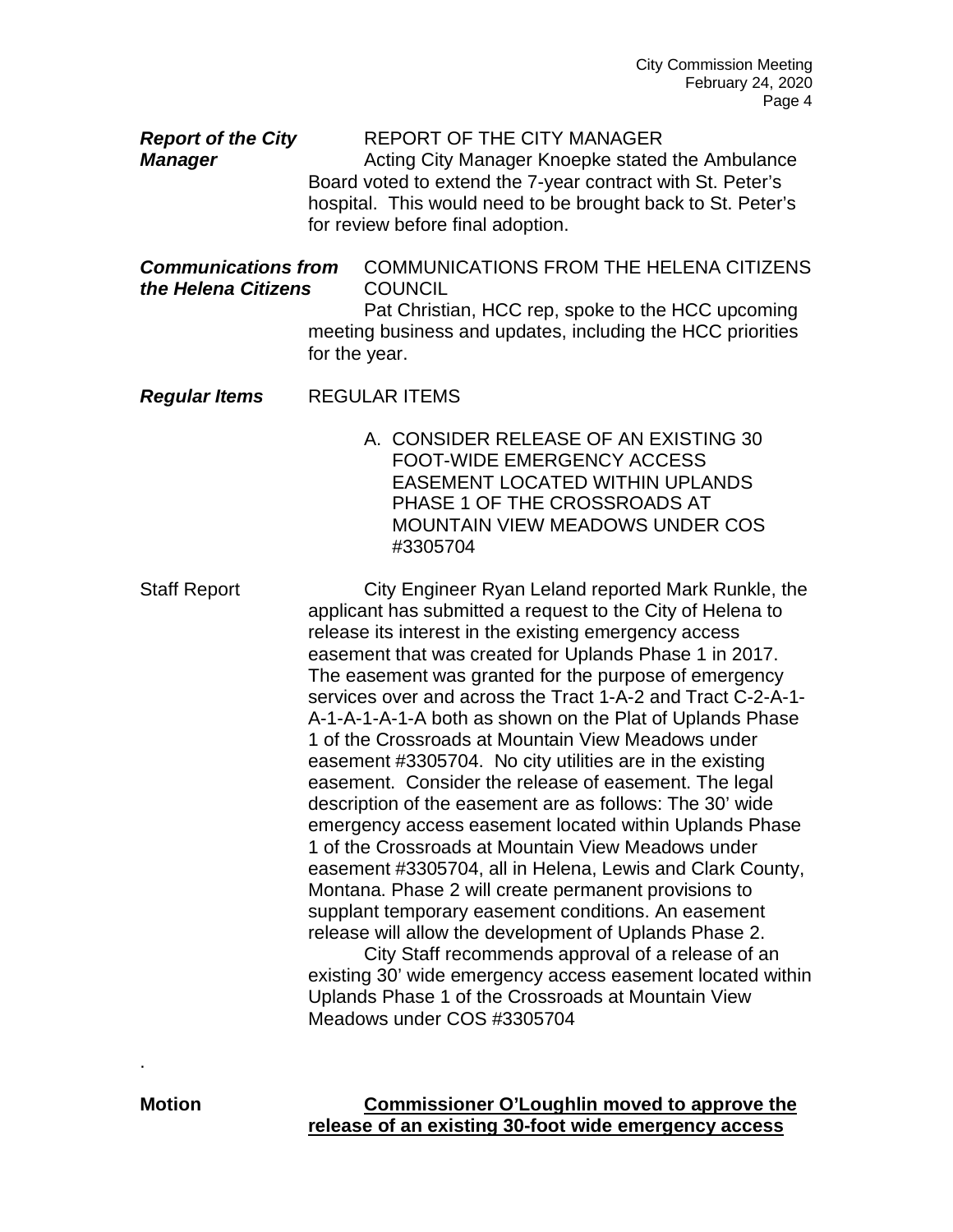***Report of the City Manager***

REPORT OF THE CITY MANAGER

Acting City Manager Knoepke stated the Ambulance Board voted to extend the 7-year contract with St. Peter's hospital. This would need to be brought back to St. Peter's for review before final adoption.

***Communications from the Helena Citizens***

COMMUNICATIONS FROM THE HELENA CITIZENS COUNCIL

Pat Christian, HCC rep, spoke to the HCC upcoming meeting business and updates, including the HCC priorities for the year.

***Regular Items***

REGULAR ITEMS

A. CONSIDER RELEASE OF AN EXISTING 30 FOOT-WIDE EMERGENCY ACCESS EASEMENT LOCATED WITHIN UPLANDS PHASE 1 OF THE CROSSROADS AT MOUNTAIN VIEW MEADOWS UNDER COS #3305704

Staff Report

City Engineer Ryan Leland reported Mark Runkle, the applicant has submitted a request to the City of Helena to release its interest in the existing emergency access easement that was created for Uplands Phase 1 in 2017. The easement was granted for the purpose of emergency services over and across the Tract 1-A-2 and Tract C-2-A-1-A-1-A-1-A-1-A both as shown on the Plat of Uplands Phase 1 of the Crossroads at Mountain View Meadows under easement #3305704. No city utilities are in the existing easement. Consider the release of easement. The legal description of the easement are as follows: The 30' wide emergency access easement located within Uplands Phase 1 of the Crossroads at Mountain View Meadows under easement #3305704, all in Helena, Lewis and Clark County, Montana. Phase 2 will create permanent provisions to supplant temporary easement conditions. An easement release will allow the development of Uplands Phase 2.

City Staff recommends approval of a release of an existing 30' wide emergency access easement located within Uplands Phase 1 of the Crossroads at Mountain View Meadows under COS #3305704

.

**Motion**

**<u>Commissioner O'Loughlin moved to approve the release of an existing 30-foot wide emergency access</u>**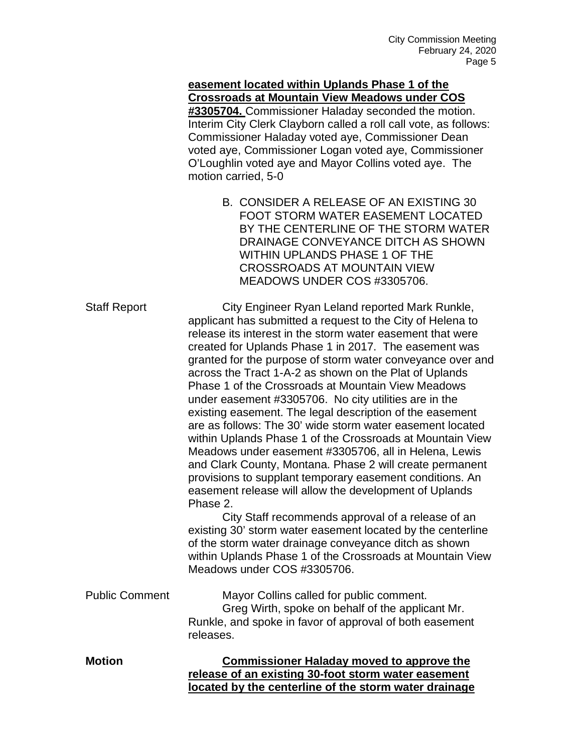**easement located within Uplands Phase 1 of the Crossroads at Mountain View Meadows under COS #3305704.** Commissioner Haladay seconded the motion. Interim City Clerk Clayborn called a roll call vote, as follows: Commissioner Haladay voted aye, Commissioner Dean voted aye, Commissioner Logan voted aye, Commissioner O'Loughlin voted aye and Mayor Collins voted aye. The motion carried, 5-0

B. CONSIDER A RELEASE OF AN EXISTING 30 FOOT STORM WATER EASEMENT LOCATED BY THE CENTERLINE OF THE STORM WATER DRAINAGE CONVEYANCE DITCH AS SHOWN WITHIN UPLANDS PHASE 1 OF THE CROSSROADS AT MOUNTAIN VIEW MEADOWS UNDER COS #3305706.

Staff Report

City Engineer Ryan Leland reported Mark Runkle, applicant has submitted a request to the City of Helena to release its interest in the storm water easement that were created for Uplands Phase 1 in 2017. The easement was granted for the purpose of storm water conveyance over and across the Tract 1-A-2 as shown on the Plat of Uplands Phase 1 of the Crossroads at Mountain View Meadows under easement #3305706. No city utilities are in the existing easement. The legal description of the easement are as follows: The 30' wide storm water easement located within Uplands Phase 1 of the Crossroads at Mountain View Meadows under easement #3305706, all in Helena, Lewis and Clark County, Montana. Phase 2 will create permanent provisions to supplant temporary easement conditions. An easement release will allow the development of Uplands Phase 2.

City Staff recommends approval of a release of an existing 30' storm water easement located by the centerline of the storm water drainage conveyance ditch as shown within Uplands Phase 1 of the Crossroads at Mountain View Meadows under COS #3305706.

Public Comment

Mayor Collins called for public comment.

Greg Wirth, spoke on behalf of the applicant Mr. Runkle, and spoke in favor of approval of both easement releases.

**Motion**

**Commissioner Haladay moved to approve the release of an existing 30-foot storm water easement located by the centerline of the storm water drainage**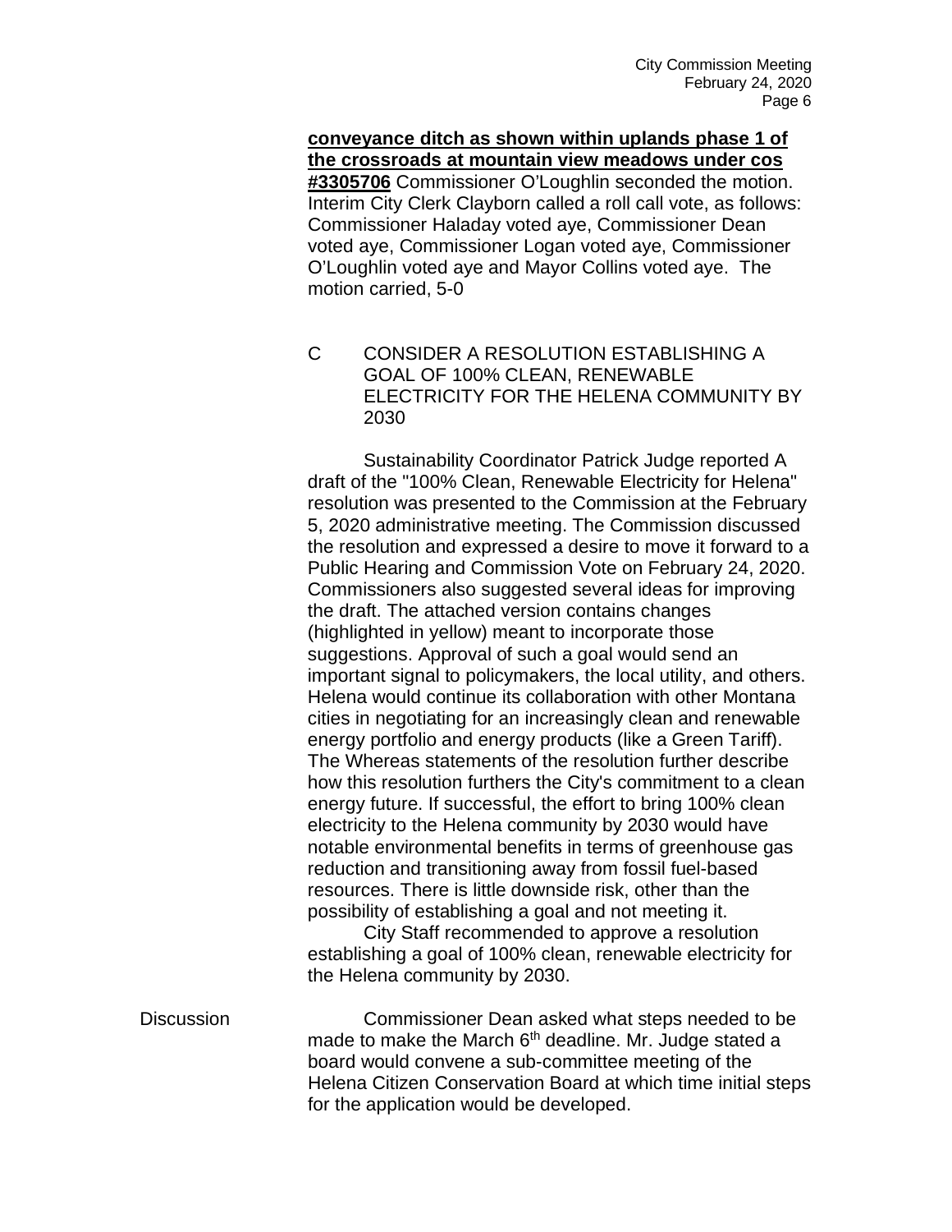**conveyance ditch as shown within uplands phase 1 of the crossroads at mountain view meadows under cos #3305706** Commissioner O'Loughlin seconded the motion. Interim City Clerk Clayborn called a roll call vote, as follows: Commissioner Haladay voted aye, Commissioner Dean voted aye, Commissioner Logan voted aye, Commissioner O'Loughlin voted aye and Mayor Collins voted aye. The motion carried, 5-0

C CONSIDER A RESOLUTION ESTABLISHING A GOAL OF 100% CLEAN, RENEWABLE ELECTRICITY FOR THE HELENA COMMUNITY BY 2030

Sustainability Coordinator Patrick Judge reported A draft of the "100% Clean, Renewable Electricity for Helena" resolution was presented to the Commission at the February 5, 2020 administrative meeting. The Commission discussed the resolution and expressed a desire to move it forward to a Public Hearing and Commission Vote on February 24, 2020. Commissioners also suggested several ideas for improving the draft. The attached version contains changes (highlighted in yellow) meant to incorporate those suggestions. Approval of such a goal would send an important signal to policymakers, the local utility, and others. Helena would continue its collaboration with other Montana cities in negotiating for an increasingly clean and renewable energy portfolio and energy products (like a Green Tariff). The Whereas statements of the resolution further describe how this resolution furthers the City's commitment to a clean energy future. If successful, the effort to bring 100% clean electricity to the Helena community by 2030 would have notable environmental benefits in terms of greenhouse gas reduction and transitioning away from fossil fuel-based resources. There is little downside risk, other than the possibility of establishing a goal and not meeting it.

City Staff recommended to approve a resolution establishing a goal of 100% clean, renewable electricity for the Helena community by 2030.

Discussion

Commissioner Dean asked what steps needed to be made to make the March 6th deadline. Mr. Judge stated a board would convene a sub-committee meeting of the Helena Citizen Conservation Board at which time initial steps for the application would be developed.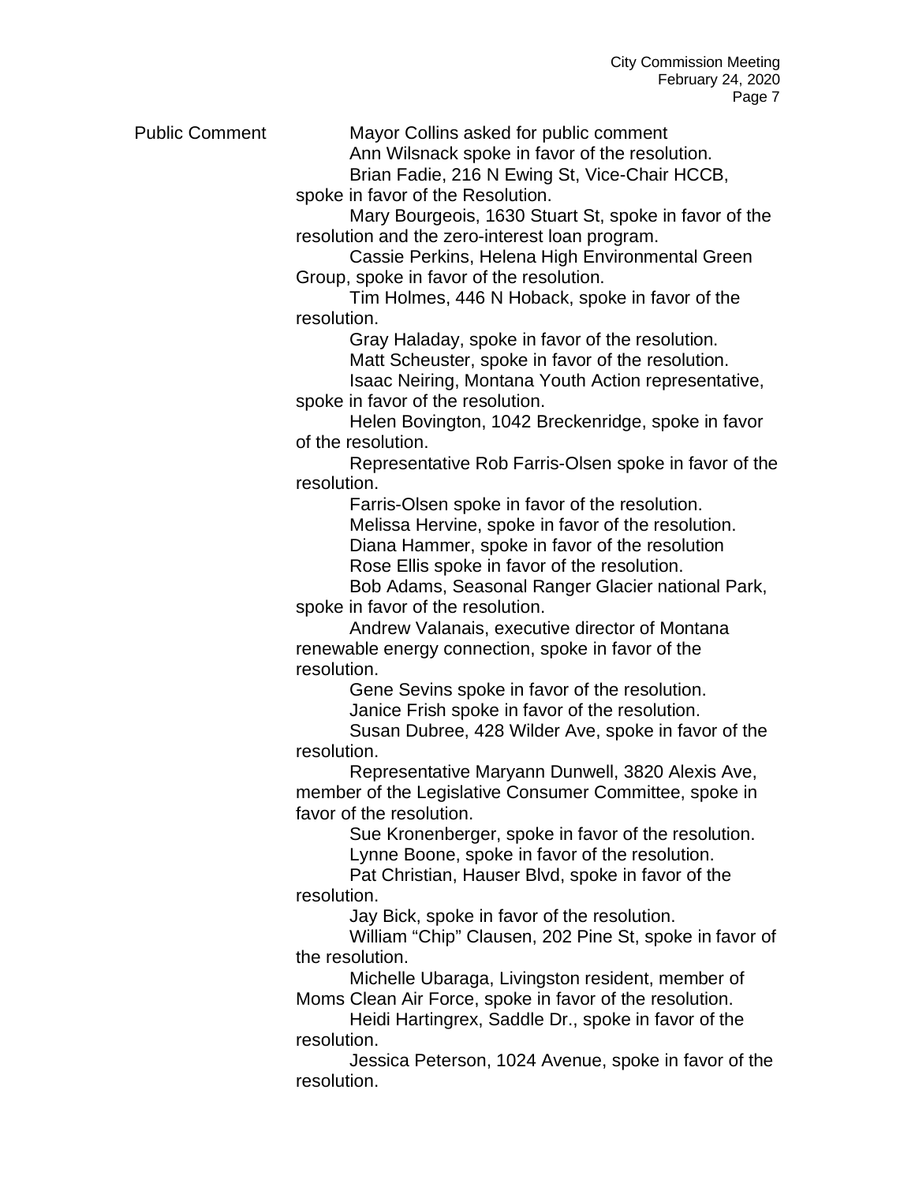**Public Comment**

Mayor Collins asked for public comment

Ann Wilsnack spoke in favor of the resolution.

Brian Fadie, 216 N Ewing St, Vice-Chair HCCB, spoke in favor of the Resolution.

Mary Bourgeois, 1630 Stuart St, spoke in favor of the resolution and the zero-interest loan program.

Cassie Perkins, Helena High Environmental Green Group, spoke in favor of the resolution.

Tim Holmes, 446 N Hoback, spoke in favor of the resolution.

Gray Haladay, spoke in favor of the resolution.

Matt Scheuster, spoke in favor of the resolution.

Isaac Neiring, Montana Youth Action representative, spoke in favor of the resolution.

Helen Bovington, 1042 Breckenridge, spoke in favor of the resolution.

Representative Rob Farris-Olsen spoke in favor of the resolution.

Farris-Olsen spoke in favor of the resolution.

Melissa Hervine, spoke in favor of the resolution.

Diana Hammer, spoke in favor of the resolution

Rose Ellis spoke in favor of the resolution.

Bob Adams, Seasonal Ranger Glacier national Park, spoke in favor of the resolution.

Andrew Valanais, executive director of Montana renewable energy connection, spoke in favor of the resolution.

Gene Sevins spoke in favor of the resolution.

Janice Frish spoke in favor of the resolution.

Susan Dubree, 428 Wilder Ave, spoke in favor of the resolution.

Representative Maryann Dunwell, 3820 Alexis Ave, member of the Legislative Consumer Committee, spoke in favor of the resolution.

Sue Kronenberger, spoke in favor of the resolution.

Lynne Boone, spoke in favor of the resolution.

Pat Christian, Hauser Blvd, spoke in favor of the resolution.

Jay Bick, spoke in favor of the resolution.

William "Chip" Clausen, 202 Pine St, spoke in favor of the resolution.

Michelle Ubaraga, Livingston resident, member of Moms Clean Air Force, spoke in favor of the resolution.

Heidi Hartingrex, Saddle Dr., spoke in favor of the resolution.

Jessica Peterson, 1024 Avenue, spoke in favor of the resolution.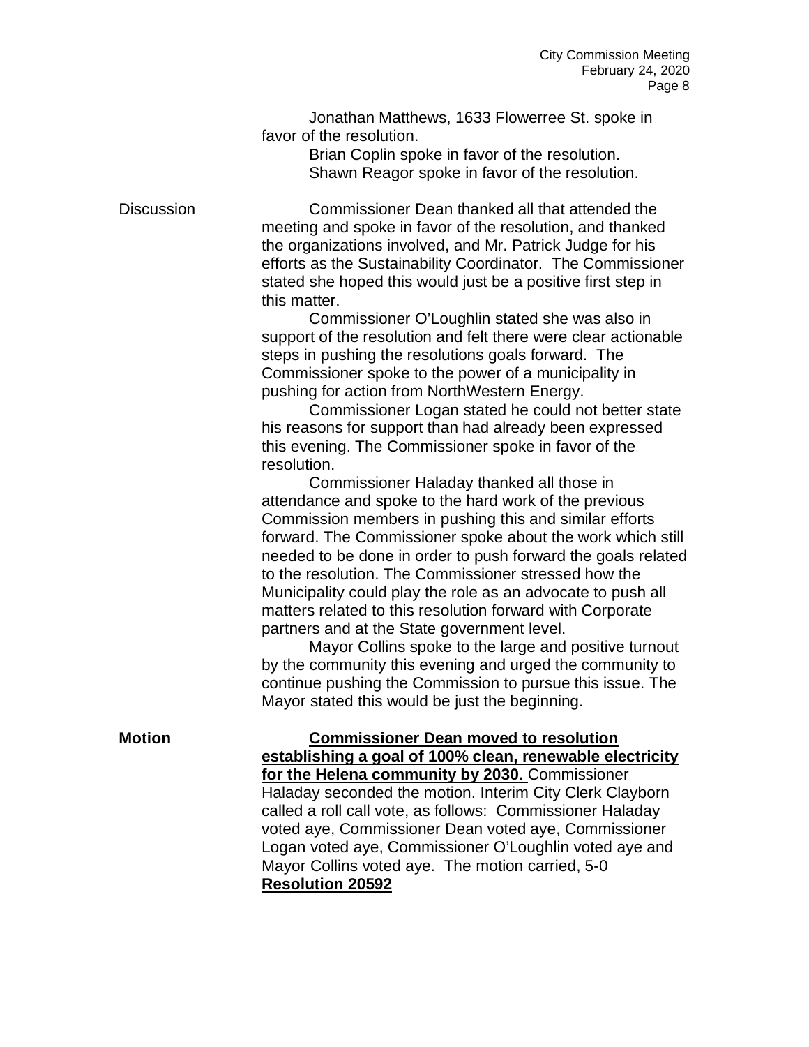Jonathan Matthews, 1633 Flowerree St. spoke in favor of the resolution.

Brian Coplin spoke in favor of the resolution.

Shawn Reagor spoke in favor of the resolution.

Discussion

Commissioner Dean thanked all that attended the meeting and spoke in favor of the resolution, and thanked the organizations involved, and Mr. Patrick Judge for his efforts as the Sustainability Coordinator. The Commissioner stated she hoped this would just be a positive first step in this matter.

Commissioner O'Loughlin stated she was also in support of the resolution and felt there were clear actionable steps in pushing the resolutions goals forward. The Commissioner spoke to the power of a municipality in pushing for action from NorthWestern Energy.

Commissioner Logan stated he could not better state his reasons for support than had already been expressed this evening. The Commissioner spoke in favor of the resolution.

Commissioner Haladay thanked all those in attendance and spoke to the hard work of the previous Commission members in pushing this and similar efforts forward. The Commissioner spoke about the work which still needed to be done in order to push forward the goals related to the resolution. The Commissioner stressed how the Municipality could play the role as an advocate to push all matters related to this resolution forward with Corporate partners and at the State government level.

Mayor Collins spoke to the large and positive turnout by the community this evening and urged the community to continue pushing the Commission to pursue this issue. The Mayor stated this would be just the beginning.

**Motion**

**Commissioner Dean moved to resolution establishing a goal of 100% clean, renewable electricity for the Helena community by 2030.** Commissioner Haladay seconded the motion. Interim City Clerk Clayborn called a roll call vote, as follows: Commissioner Haladay voted aye, Commissioner Dean voted aye, Commissioner Logan voted aye, Commissioner O'Loughlin voted aye and Mayor Collins voted aye. The motion carried, 5-0 **Resolution 20592**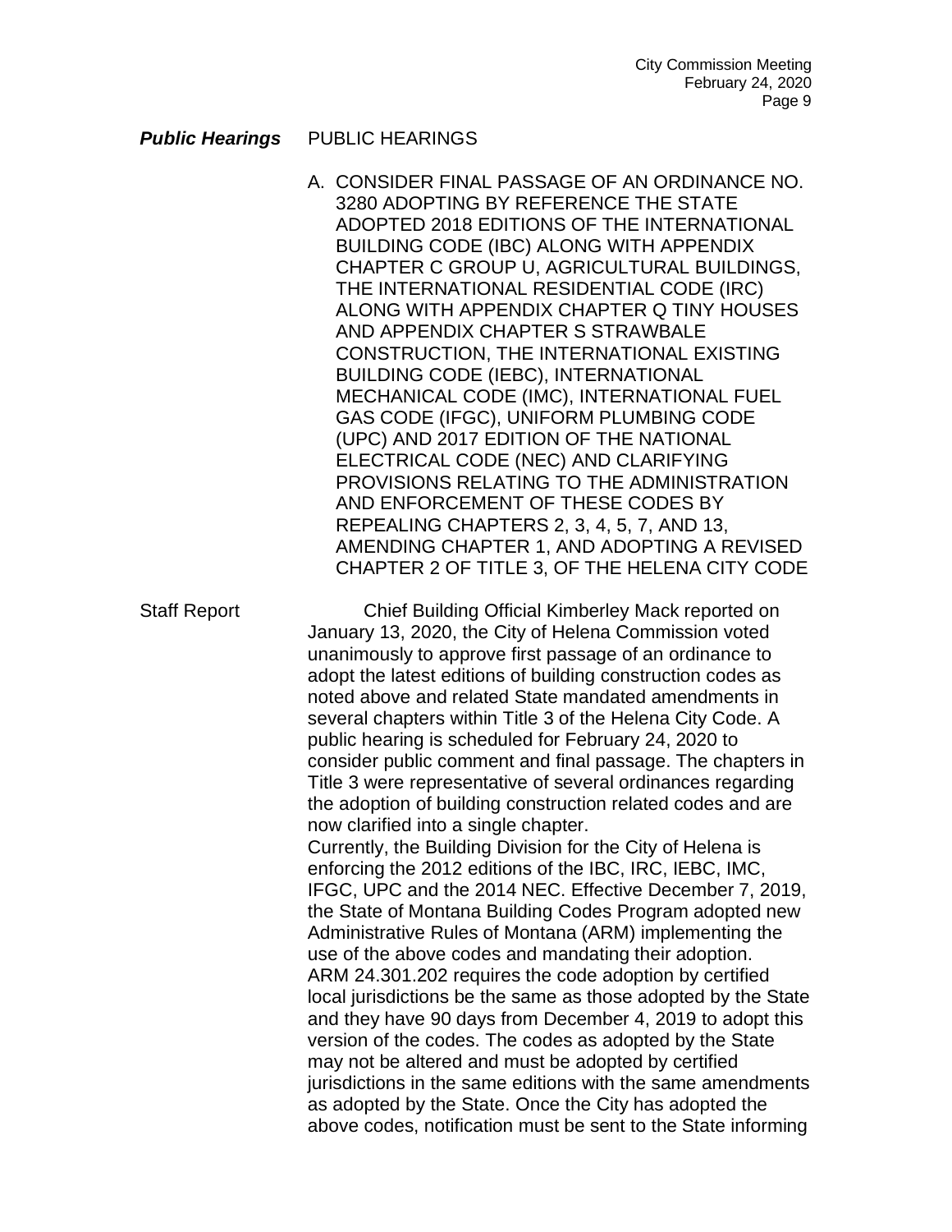***Public Hearings*** PUBLIC HEARINGS

A. CONSIDER FINAL PASSAGE OF AN ORDINANCE NO. 3280 ADOPTING BY REFERENCE THE STATE ADOPTED 2018 EDITIONS OF THE INTERNATIONAL BUILDING CODE (IBC) ALONG WITH APPENDIX CHAPTER C GROUP U, AGRICULTURAL BUILDINGS, THE INTERNATIONAL RESIDENTIAL CODE (IRC) ALONG WITH APPENDIX CHAPTER Q TINY HOUSES AND APPENDIX CHAPTER S STRAWBALE CONSTRUCTION, THE INTERNATIONAL EXISTING BUILDING CODE (IEBC), INTERNATIONAL MECHANICAL CODE (IMC), INTERNATIONAL FUEL GAS CODE (IFGC), UNIFORM PLUMBING CODE (UPC) AND 2017 EDITION OF THE NATIONAL ELECTRICAL CODE (NEC) AND CLARIFYING PROVISIONS RELATING TO THE ADMINISTRATION AND ENFORCEMENT OF THESE CODES BY REPEALING CHAPTERS 2, 3, 4, 5, 7, AND 13, AMENDING CHAPTER 1, AND ADOPTING A REVISED CHAPTER 2 OF TITLE 3, OF THE HELENA CITY CODE

Staff Report

Chief Building Official Kimberley Mack reported on January 13, 2020, the City of Helena Commission voted unanimously to approve first passage of an ordinance to adopt the latest editions of building construction codes as noted above and related State mandated amendments in several chapters within Title 3 of the Helena City Code. A public hearing is scheduled for February 24, 2020 to consider public comment and final passage. The chapters in Title 3 were representative of several ordinances regarding the adoption of building construction related codes and are now clarified into a single chapter.

Currently, the Building Division for the City of Helena is enforcing the 2012 editions of the IBC, IRC, IEBC, IMC, IFGC, UPC and the 2014 NEC. Effective December 7, 2019, the State of Montana Building Codes Program adopted new Administrative Rules of Montana (ARM) implementing the use of the above codes and mandating their adoption. ARM 24.301.202 requires the code adoption by certified local jurisdictions be the same as those adopted by the State and they have 90 days from December 4, 2019 to adopt this version of the codes. The codes as adopted by the State may not be altered and must be adopted by certified jurisdictions in the same editions with the same amendments as adopted by the State. Once the City has adopted the above codes, notification must be sent to the State informing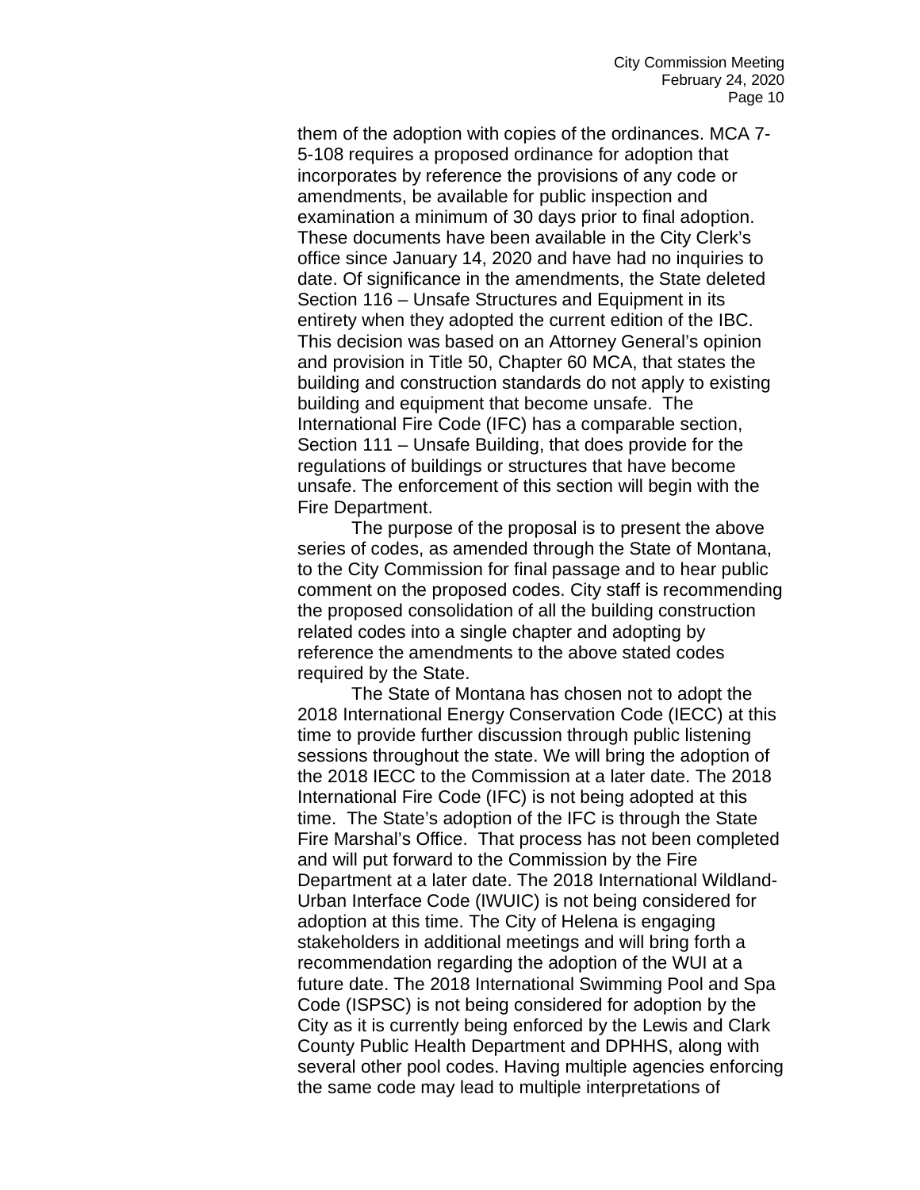them of the adoption with copies of the ordinances. MCA 7-5-108 requires a proposed ordinance for adoption that incorporates by reference the provisions of any code or amendments, be available for public inspection and examination a minimum of 30 days prior to final adoption. These documents have been available in the City Clerk's office since January 14, 2020 and have had no inquiries to date. Of significance in the amendments, the State deleted Section 116 – Unsafe Structures and Equipment in its entirety when they adopted the current edition of the IBC. This decision was based on an Attorney General's opinion and provision in Title 50, Chapter 60 MCA, that states the building and construction standards do not apply to existing building and equipment that become unsafe. The International Fire Code (IFC) has a comparable section, Section 111 – Unsafe Building, that does provide for the regulations of buildings or structures that have become unsafe. The enforcement of this section will begin with the Fire Department.

The purpose of the proposal is to present the above series of codes, as amended through the State of Montana, to the City Commission for final passage and to hear public comment on the proposed codes. City staff is recommending the proposed consolidation of all the building construction related codes into a single chapter and adopting by reference the amendments to the above stated codes required by the State.

The State of Montana has chosen not to adopt the 2018 International Energy Conservation Code (IECC) at this time to provide further discussion through public listening sessions throughout the state. We will bring the adoption of the 2018 IECC to the Commission at a later date. The 2018 International Fire Code (IFC) is not being adopted at this time. The State's adoption of the IFC is through the State Fire Marshal's Office. That process has not been completed and will put forward to the Commission by the Fire Department at a later date. The 2018 International Wildland-Urban Interface Code (IWUIC) is not being considered for adoption at this time. The City of Helena is engaging stakeholders in additional meetings and will bring forth a recommendation regarding the adoption of the WUI at a future date. The 2018 International Swimming Pool and Spa Code (ISPSC) is not being considered for adoption by the City as it is currently being enforced by the Lewis and Clark County Public Health Department and DPHHS, along with several other pool codes. Having multiple agencies enforcing the same code may lead to multiple interpretations of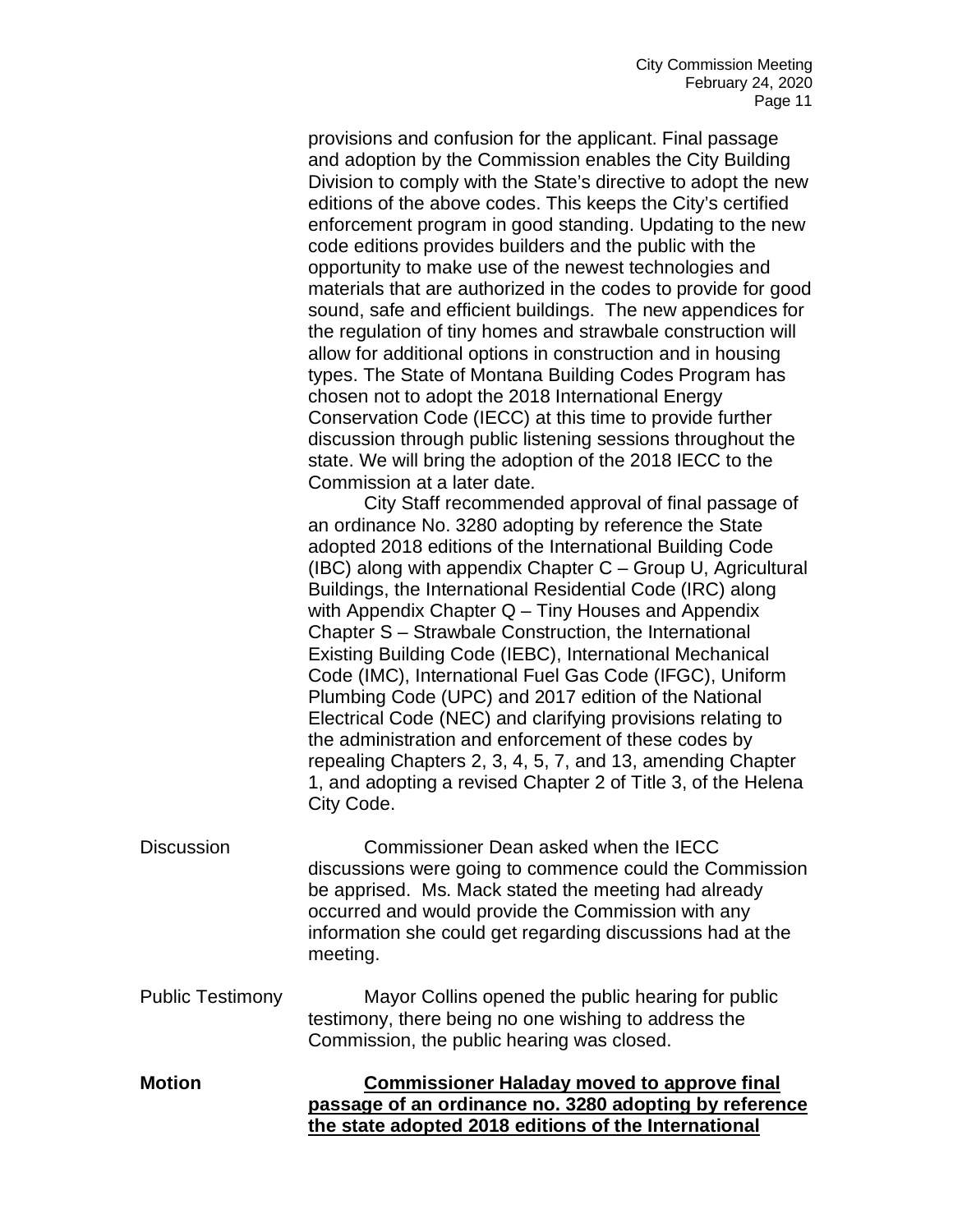provisions and confusion for the applicant. Final passage and adoption by the Commission enables the City Building Division to comply with the State's directive to adopt the new editions of the above codes. This keeps the City's certified enforcement program in good standing. Updating to the new code editions provides builders and the public with the opportunity to make use of the newest technologies and materials that are authorized in the codes to provide for good sound, safe and efficient buildings. The new appendices for the regulation of tiny homes and strawbale construction will allow for additional options in construction and in housing types. The State of Montana Building Codes Program has chosen not to adopt the 2018 International Energy Conservation Code (IECC) at this time to provide further discussion through public listening sessions throughout the state. We will bring the adoption of the 2018 IECC to the Commission at a later date.

City Staff recommended approval of final passage of an ordinance No. 3280 adopting by reference the State adopted 2018 editions of the International Building Code (IBC) along with appendix Chapter C – Group U, Agricultural Buildings, the International Residential Code (IRC) along with Appendix Chapter Q – Tiny Houses and Appendix Chapter S – Strawbale Construction, the International Existing Building Code (IEBC), International Mechanical Code (IMC), International Fuel Gas Code (IFGC), Uniform Plumbing Code (UPC) and 2017 edition of the National Electrical Code (NEC) and clarifying provisions relating to the administration and enforcement of these codes by repealing Chapters 2, 3, 4, 5, 7, and 13, amending Chapter 1, and adopting a revised Chapter 2 of Title 3, of the Helena City Code.

Discussion

Commissioner Dean asked when the IECC discussions were going to commence could the Commission be apprised. Ms. Mack stated the meeting had already occurred and would provide the Commission with any information she could get regarding discussions had at the meeting.

Public Testimony

Mayor Collins opened the public hearing for public testimony, there being no one wishing to address the Commission, the public hearing was closed.

**Motion**

**Commissioner Haladay moved to approve final passage of an ordinance no. 3280 adopting by reference the state adopted 2018 editions of the International**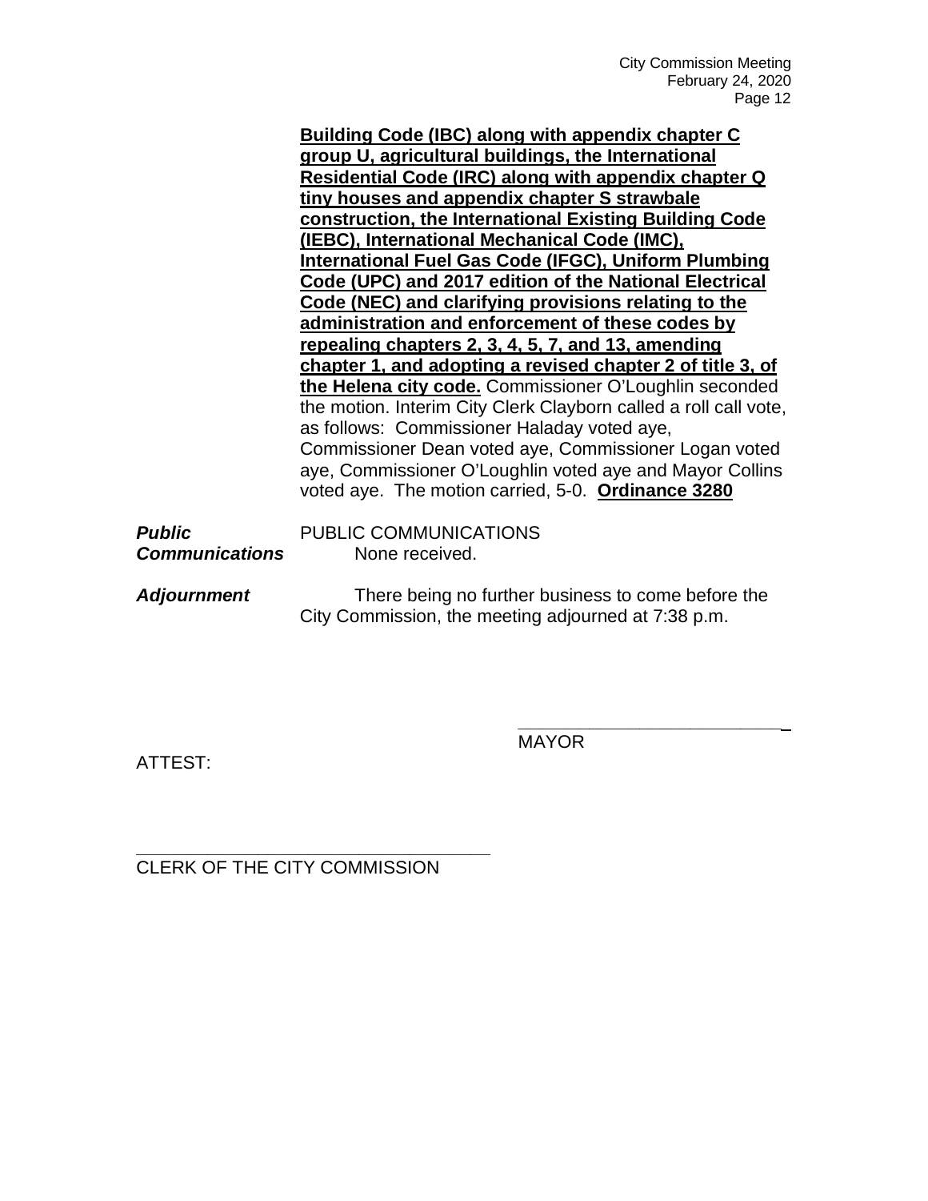**Building Code (IBC) along with appendix chapter C group U, agricultural buildings, the International Residential Code (IRC) along with appendix chapter Q tiny houses and appendix chapter S strawbale construction, the International Existing Building Code (IEBC), International Mechanical Code (IMC), International Fuel Gas Code (IFGC), Uniform Plumbing Code (UPC) and 2017 edition of the National Electrical Code (NEC) and clarifying provisions relating to the administration and enforcement of these codes by repealing chapters 2, 3, 4, 5, 7, and 13, amending chapter 1, and adopting a revised chapter 2 of title 3, of the Helena city code.** Commissioner O'Loughlin seconded the motion. Interim City Clerk Clayborn called a roll call vote, as follows: Commissioner Haladay voted aye, Commissioner Dean voted aye, Commissioner Logan voted aye, Commissioner O'Loughlin voted aye and Mayor Collins voted aye. The motion carried, 5-0. **Ordinance 3280**

***Public Communications***

PUBLIC COMMUNICATIONS

None received.

***Adjournment***

There being no further business to come before the City Commission, the meeting adjourned at 7:38 p.m.

\_\_\_\_\_\_\_\_\_\_\_\_\_\_\_\_\_\_\_\_\_\_\_\_\_\_\_\_

MAYOR

ATTEST:

\_\_\_\_\_\_\_\_\_\_\_\_\_\_\_\_\_\_\_\_\_\_\_\_\_\_\_\_\_\_\_\_\_\_\_

CLERK OF THE CITY COMMISSION